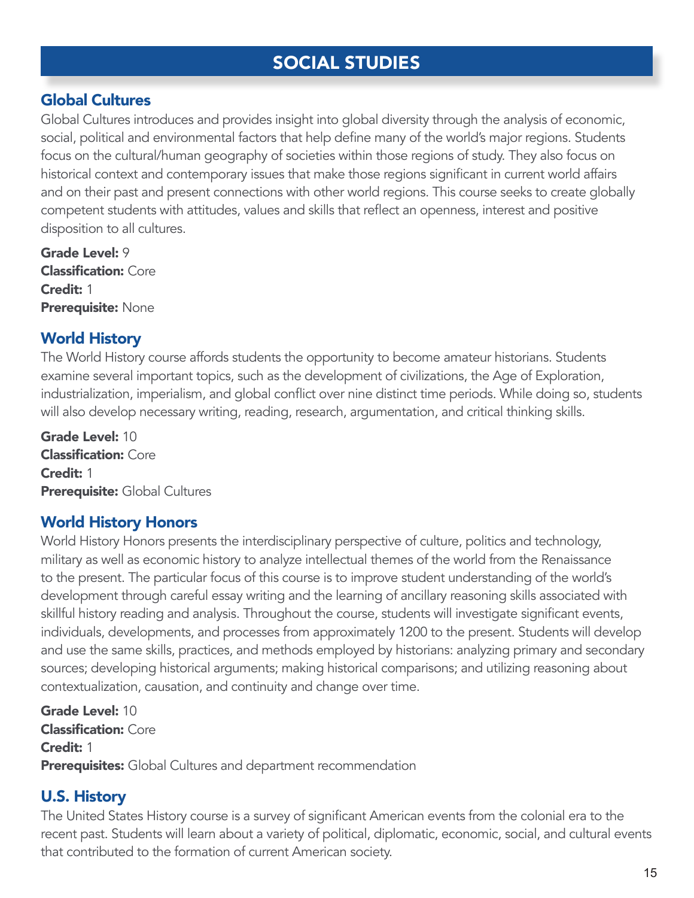# SOCIAL STUDIES

## Global Cultures

Global Cultures introduces and provides insight into global diversity through the analysis of economic, social, political and environmental factors that help define many of the world's major regions. Students focus on the cultural/human geography of societies within those regions of study. They also focus on historical context and contemporary issues that make those regions significant in current world affairs and on their past and present connections with other world regions. This course seeks to create globally competent students with attitudes, values and skills that reflect an openness, interest and positive disposition to all cultures.

**Grade Level:** 9
**Classification:** Core
**Credit:** 1
**Prerequisite:** None

## World History

The World History course affords students the opportunity to become amateur historians. Students examine several important topics, such as the development of civilizations, the Age of Exploration, industrialization, imperialism, and global conflict over nine distinct time periods. While doing so, students will also develop necessary writing, reading, research, argumentation, and critical thinking skills.

**Grade Level:** 10
**Classification:** Core
**Credit:** 1
**Prerequisite:** Global Cultures

## World History Honors

World History Honors presents the interdisciplinary perspective of culture, politics and technology, military as well as economic history to analyze intellectual themes of the world from the Renaissance to the present. The particular focus of this course is to improve student understanding of the world's development through careful essay writing and the learning of ancillary reasoning skills associated with skillful history reading and analysis. Throughout the course, students will investigate significant events, individuals, developments, and processes from approximately 1200 to the present. Students will develop and use the same skills, practices, and methods employed by historians: analyzing primary and secondary sources; developing historical arguments; making historical comparisons; and utilizing reasoning about contextualization, causation, and continuity and change over time.

**Grade Level:** 10
**Classification:** Core
**Credit:** 1
**Prerequisites:** Global Cultures and department recommendation

## U.S. History

The United States History course is a survey of significant American events from the colonial era to the recent past. Students will learn about a variety of political, diplomatic, economic, social, and cultural events that contributed to the formation of current American society.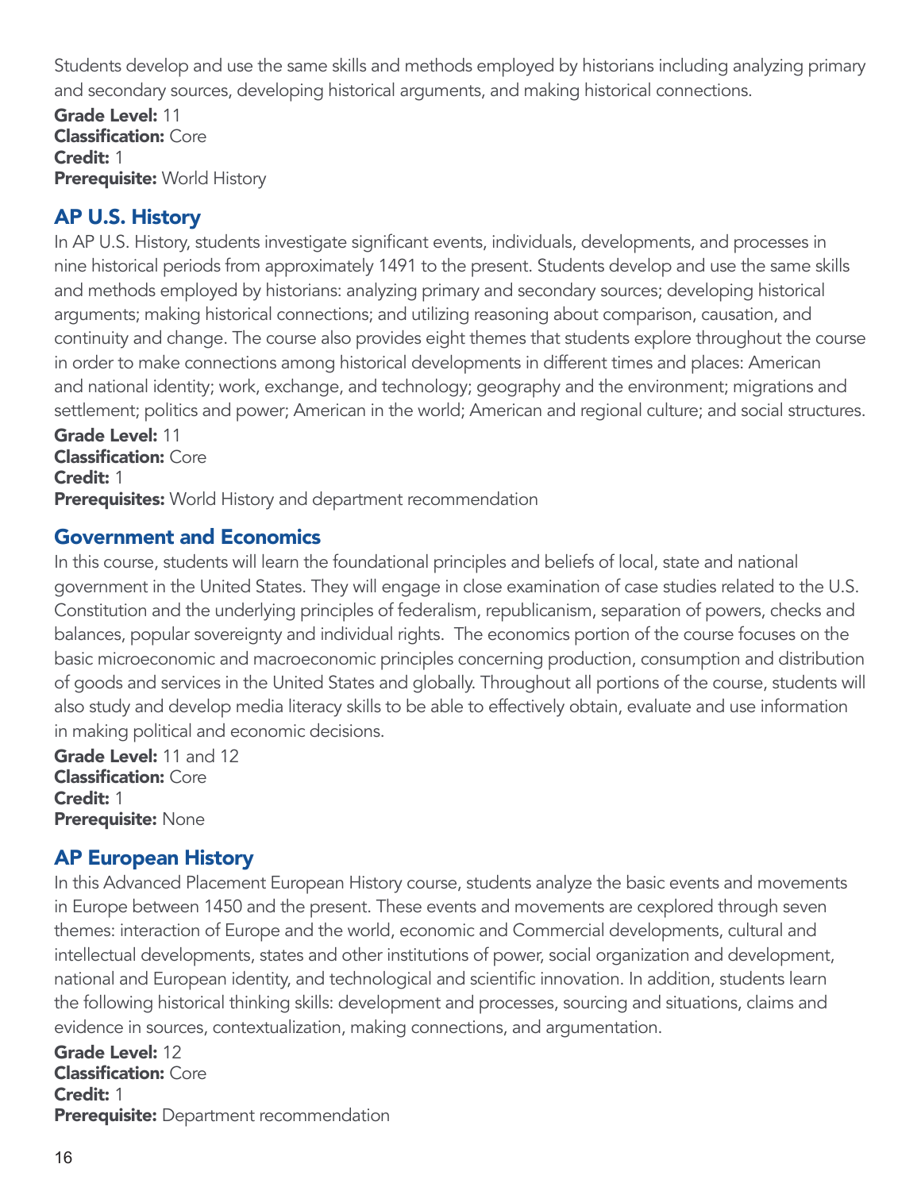Students develop and use the same skills and methods employed by historians including analyzing primary and secondary sources, developing historical arguments, and making historical connections.

**Grade Level:** 11
**Classification:** Core
**Credit:** 1
**Prerequisite:** World History

## AP U.S. History

In AP U.S. History, students investigate significant events, individuals, developments, and processes in nine historical periods from approximately 1491 to the present. Students develop and use the same skills and methods employed by historians: analyzing primary and secondary sources; developing historical arguments; making historical connections; and utilizing reasoning about comparison, causation, and continuity and change. The course also provides eight themes that students explore throughout the course in order to make connections among historical developments in different times and places: American and national identity; work, exchange, and technology; geography and the environment; migrations and settlement; politics and power; American in the world; American and regional culture; and social structures.

**Grade Level:** 11
**Classification:** Core
**Credit:** 1
**Prerequisites:** World History and department recommendation

## Government and Economics

In this course, students will learn the foundational principles and beliefs of local, state and national government in the United States. They will engage in close examination of case studies related to the U.S. Constitution and the underlying principles of federalism, republicanism, separation of powers, checks and balances, popular sovereignty and individual rights. The economics portion of the course focuses on the basic microeconomic and macroeconomic principles concerning production, consumption and distribution of goods and services in the United States and globally. Throughout all portions of the course, students will also study and develop media literacy skills to be able to effectively obtain, evaluate and use information in making political and economic decisions.

**Grade Level:** 11 and 12
**Classification:** Core
**Credit:** 1
**Prerequisite:** None

## AP European History

In this Advanced Placement European History course, students analyze the basic events and movements in Europe between 1450 and the present. These events and movements are cexplored through seven themes: interaction of Europe and the world, economic and Commercial developments, cultural and intellectual developments, states and other institutions of power, social organization and development, national and European identity, and technological and scientific innovation. In addition, students learn the following historical thinking skills: development and processes, sourcing and situations, claims and evidence in sources, contextualization, making connections, and argumentation.

**Grade Level:** 12
**Classification:** Core
**Credit:** 1
**Prerequisite:** Department recommendation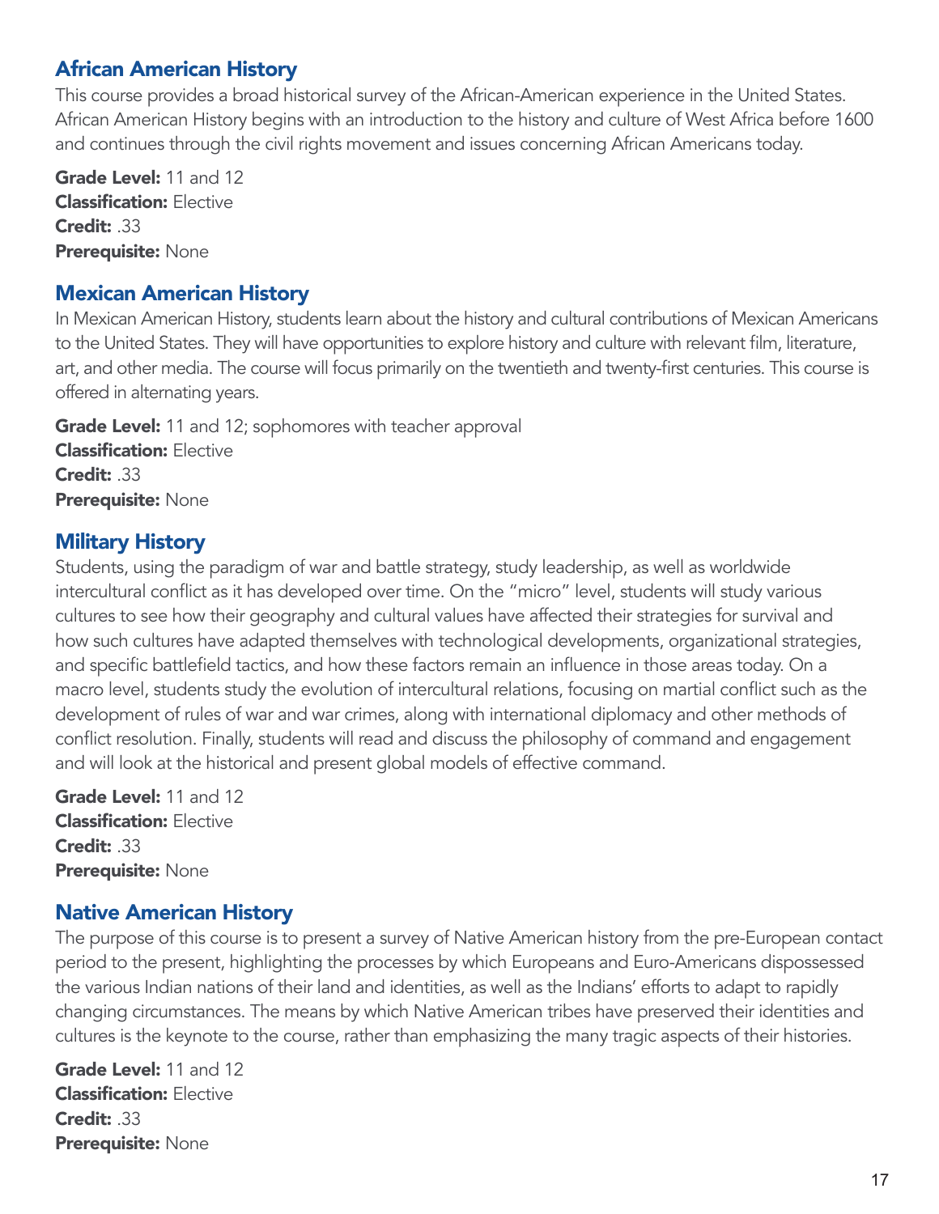## African American History

This course provides a broad historical survey of the African-American experience in the United States. African American History begins with an introduction to the history and culture of West Africa before 1600 and continues through the civil rights movement and issues concerning African Americans today.

**Grade Level:** 11 and 12
**Classification:** Elective
**Credit:** .33
**Prerequisite:** None

## Mexican American History

In Mexican American History, students learn about the history and cultural contributions of Mexican Americans to the United States. They will have opportunities to explore history and culture with relevant film, literature, art, and other media. The course will focus primarily on the twentieth and twenty-first centuries. This course is offered in alternating years.

**Grade Level:** 11 and 12; sophomores with teacher approval
**Classification:** Elective
**Credit:** .33
**Prerequisite:** None

## Military History

Students, using the paradigm of war and battle strategy, study leadership, as well as worldwide intercultural conflict as it has developed over time. On the "micro" level, students will study various cultures to see how their geography and cultural values have affected their strategies for survival and how such cultures have adapted themselves with technological developments, organizational strategies, and specific battlefield tactics, and how these factors remain an influence in those areas today. On a macro level, students study the evolution of intercultural relations, focusing on martial conflict such as the development of rules of war and war crimes, along with international diplomacy and other methods of conflict resolution. Finally, students will read and discuss the philosophy of command and engagement and will look at the historical and present global models of effective command.

**Grade Level:** 11 and 12
**Classification:** Elective
**Credit:** .33
**Prerequisite:** None

## Native American History

The purpose of this course is to present a survey of Native American history from the pre-European contact period to the present, highlighting the processes by which Europeans and Euro-Americans dispossessed the various Indian nations of their land and identities, as well as the Indians' efforts to adapt to rapidly changing circumstances. The means by which Native American tribes have preserved their identities and cultures is the keynote to the course, rather than emphasizing the many tragic aspects of their histories.

**Grade Level:** 11 and 12
**Classification:** Elective
**Credit:** .33
**Prerequisite:** None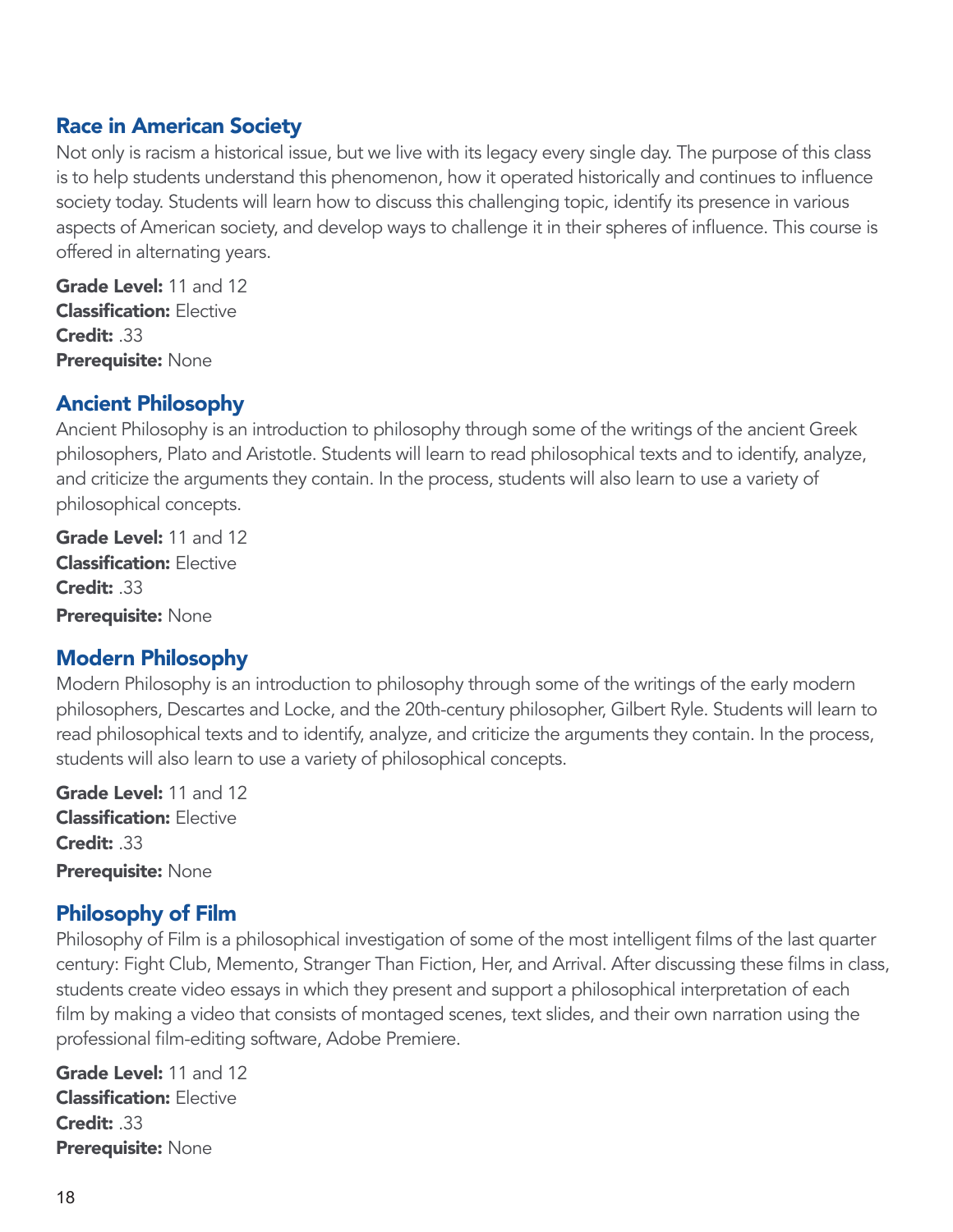## Race in American Society

Not only is racism a historical issue, but we live with its legacy every single day. The purpose of this class is to help students understand this phenomenon, how it operated historically and continues to influence society today. Students will learn how to discuss this challenging topic, identify its presence in various aspects of American society, and develop ways to challenge it in their spheres of influence. This course is offered in alternating years.

**Grade Level:** 11 and 12
**Classification:** Elective
**Credit:** .33
**Prerequisite:** None

## Ancient Philosophy

Ancient Philosophy is an introduction to philosophy through some of the writings of the ancient Greek philosophers, Plato and Aristotle. Students will learn to read philosophical texts and to identify, analyze, and criticize the arguments they contain. In the process, students will also learn to use a variety of philosophical concepts.

**Grade Level:** 11 and 12
**Classification:** Elective
**Credit:** .33
**Prerequisite:** None

## Modern Philosophy

Modern Philosophy is an introduction to philosophy through some of the writings of the early modern philosophers, Descartes and Locke, and the 20th-century philosopher, Gilbert Ryle. Students will learn to read philosophical texts and to identify, analyze, and criticize the arguments they contain. In the process, students will also learn to use a variety of philosophical concepts.

**Grade Level:** 11 and 12
**Classification:** Elective
**Credit:** .33
**Prerequisite:** None

## Philosophy of Film

Philosophy of Film is a philosophical investigation of some of the most intelligent films of the last quarter century: Fight Club, Memento, Stranger Than Fiction, Her, and Arrival. After discussing these films in class, students create video essays in which they present and support a philosophical interpretation of each film by making a video that consists of montaged scenes, text slides, and their own narration using the professional film-editing software, Adobe Premiere.

**Grade Level:** 11 and 12
**Classification:** Elective
**Credit:** .33
**Prerequisite:** None